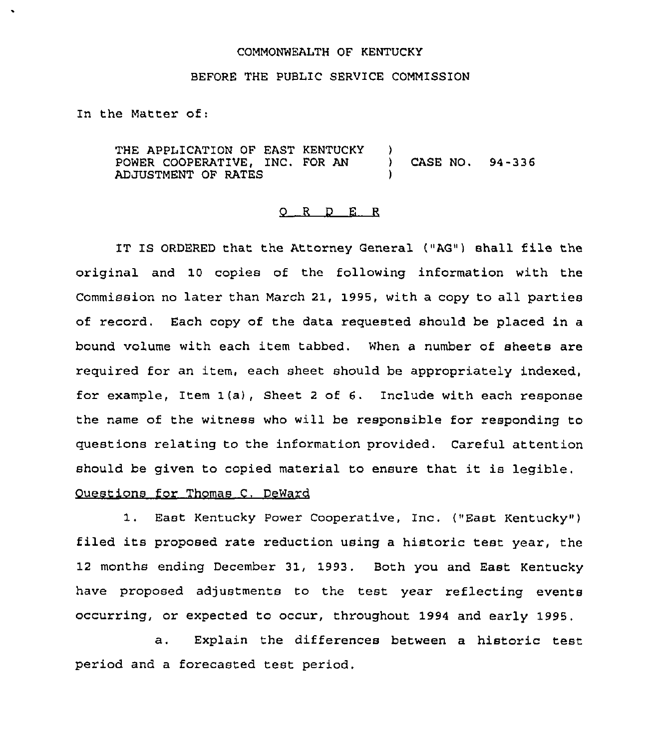COMMONWEALTH OF KENTUCKY

BEFORE THE PUBLIC SERVICE COMMISSION

In the Matter of:

| | | |
|---|---|---|
| THE APPLICATION OF EAST KENTUCKY POWER COOPERATIVE, INC. FOR AN ADJUSTMENT OF RATES | ) ) ) | CASE NO. 94-336 |

## O R D E R

IT IS ORDERED that the Attorney General ("AG") shall file the original and 10 copies of the following information with the Commission no later than March 21, 1995, with a copy to all parties of record. Each copy of the data requested should be placed in a bound volume with each item tabbed. When a number of sheets are required for an item, each sheet should be appropriately indexed, for example, Item 1(a), Sheet 2 of 6. Include with each response the name of the witness who will be responsible for responding to questions relating to the information provided. Careful attention should be given to copied material to ensure that it is legible.

Questions for Thomas C. DeWard

1. East Kentucky Power Cooperative, Inc. ("East Kentucky") filed its proposed rate reduction using a historic test year, the 12 months ending December 31, 1993. Both you and East Kentucky have proposed adjustments to the test year reflecting events occurring, or expected to occur, throughout 1994 and early 1995.

    a. Explain the differences between a historic test period and a forecasted test period.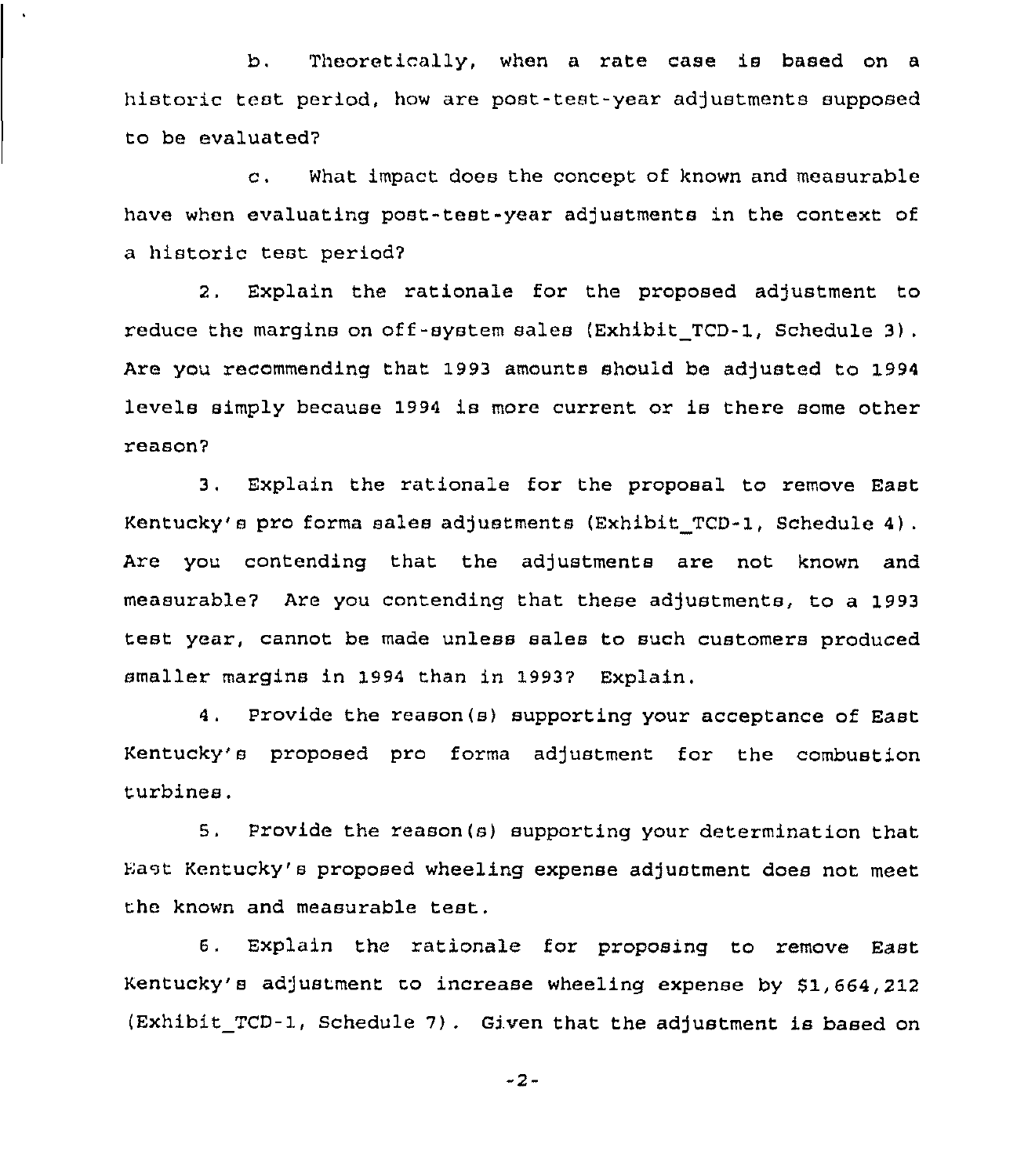b. Theoretically, when a rate case is based on a historic test period, how are post-test-year adjustments supposed to be evaluated?

c. What impact does the concept of known and measurable have when evaluating post-test-year adjustments in the context of a historic test period?

2. Explain the rationale for the proposed adjustment to reduce the margins on off-system sales (Exhibit_TCD-1, Schedule 3). Are you recommending that 1993 amounts should be adjusted to 1994 levels simply because 1994 is more current or is there some other reason?

3. Explain the rationale for the proposal to remove East Kentucky's pro forma sales adjustments (Exhibit_TCD-1, Schedule 4). Are you contending that the adjustments are not known and measurable? Are you contending that these adjustments, to a 1993 test year, cannot be made unless sales to such customers produced smaller margins in 1994 than in 1993? Explain.

4. Provide the reason(s) supporting your acceptance of East Kentucky's proposed pro forma adjustment for the combustion turbines.

5. Provide the reason(s) supporting your determination that East Kentucky's proposed wheeling expense adjustment does not meet the known and measurable test.

6. Explain the rationale for proposing to remove East Kentucky's adjustment to increase wheeling expense by $1,664,212 (Exhibit_TCD-1, Schedule 7). Given that the adjustment is based on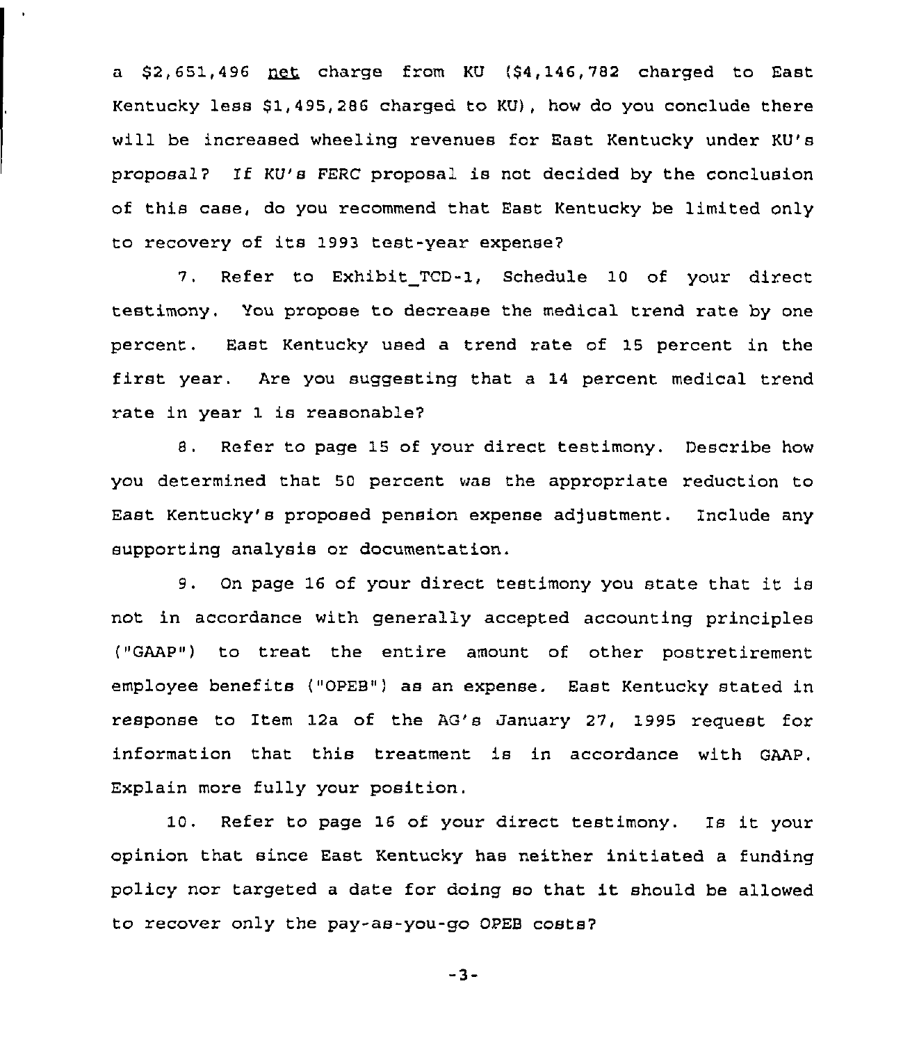a $2,651,496 <u>net</u> charge from KU ($4,146,782 charged to East Kentucky less $1,495,286 charged to KU), how do you conclude there will be increased wheeling revenues for East Kentucky under KU's proposal? If KU's FERC proposal is not decided by the conclusion of this case, do you recommend that East Kentucky be limited only to recovery of its 1993 test-year expense?

7. Refer to Exhibit_TCD-1, Schedule 10 of your direct testimony. You propose to decrease the medical trend rate by one percent. East Kentucky used a trend rate of 15 percent in the first year. Are you suggesting that a 14 percent medical trend rate in year 1 is reasonable?

8. Refer to page 15 of your direct testimony. Describe how you determined that 50 percent was the appropriate reduction to East Kentucky's proposed pension expense adjustment. Include any supporting analysis or documentation.

9. On page 16 of your direct testimony you state that it is not in accordance with generally accepted accounting principles ("GAAP") to treat the entire amount of other postretirement employee benefits ("OPEB") as an expense. East Kentucky stated in response to Item 12a of the AG's January 27, 1995 request for information that this treatment is in accordance with GAAP. Explain more fully your position.

10. Refer to page 16 of your direct testimony. Is it your opinion that since East Kentucky has neither initiated a funding policy nor targeted a date for doing so that it should be allowed to recover only the pay-as-you-go OPEB costs?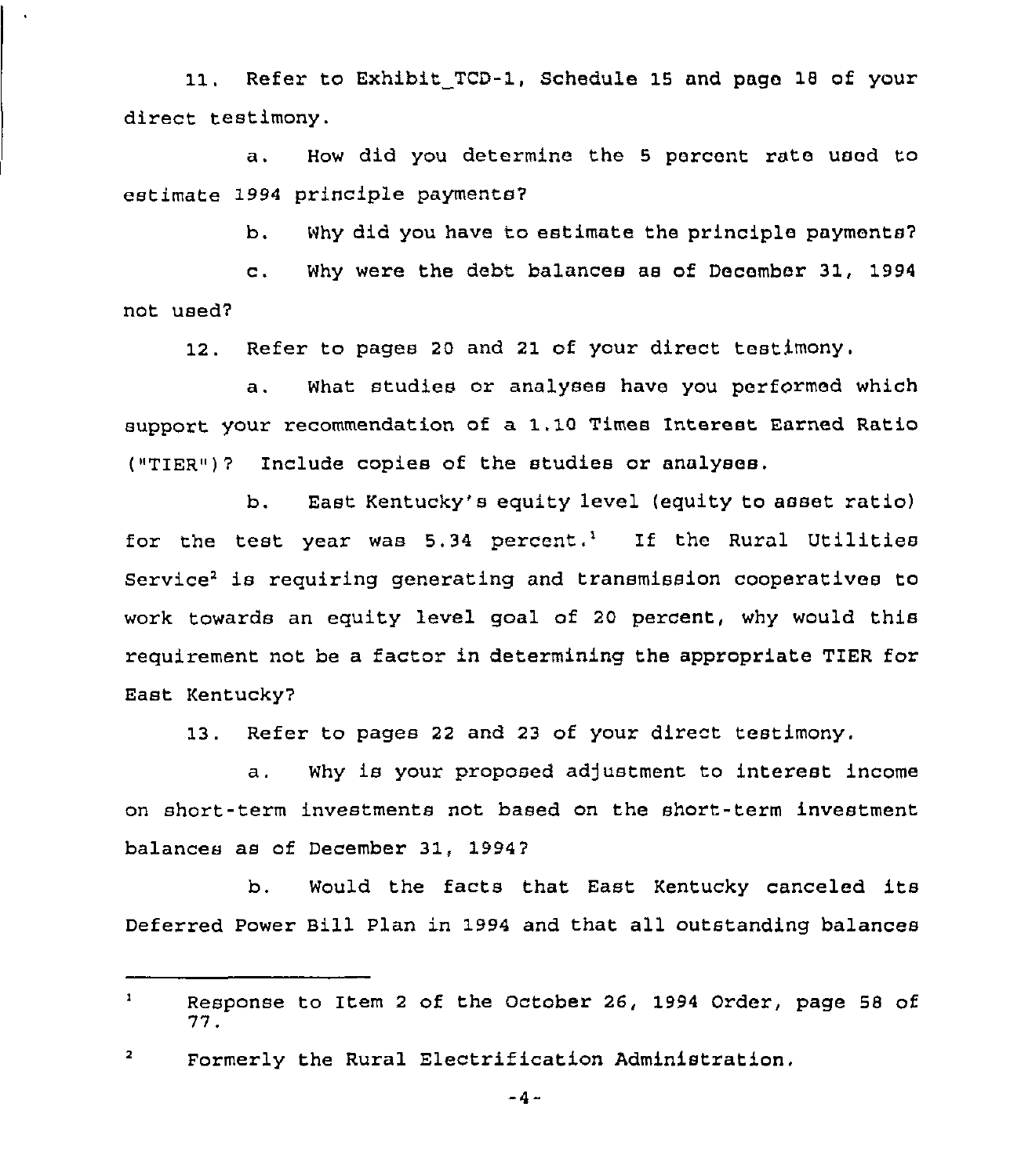11. Refer to Exhibit_TCD-1, Schedule 15 and page 18 of your direct testimony.

a. How did you determine the 5 percent rate used to estimate 1994 principle payments?

b. Why did you have to estimate the principle payments?

c. Why were the debt balances as of December 31, 1994 not used?

12. Refer to pages 20 and 21 of your direct testimony.

a. What studies or analyses have you performed which support your recommendation of a 1.10 Times Interest Earned Ratio ("TIER")? Include copies of the studies or analyses.

b. East Kentucky's equity level (equity to asset ratio) for the test year was 5.34 percent.[1] If the Rural Utilities Service[2] is requiring generating and transmission cooperatives to work towards an equity level goal of 20 percent, why would this requirement not be a factor in determining the appropriate TIER for East Kentucky?

13. Refer to pages 22 and 23 of your direct testimony.

a. Why is your proposed adjustment to interest income on short-term investments not based on the short-term investment balances as of December 31, 1994?

b. Would the facts that East Kentucky canceled its Deferred Power Bill Plan in 1994 and that all outstanding balances

---

[1] Response to Item 2 of the October 26, 1994 Order, page 58 of 77.

[2] Formerly the Rural Electrification Administration.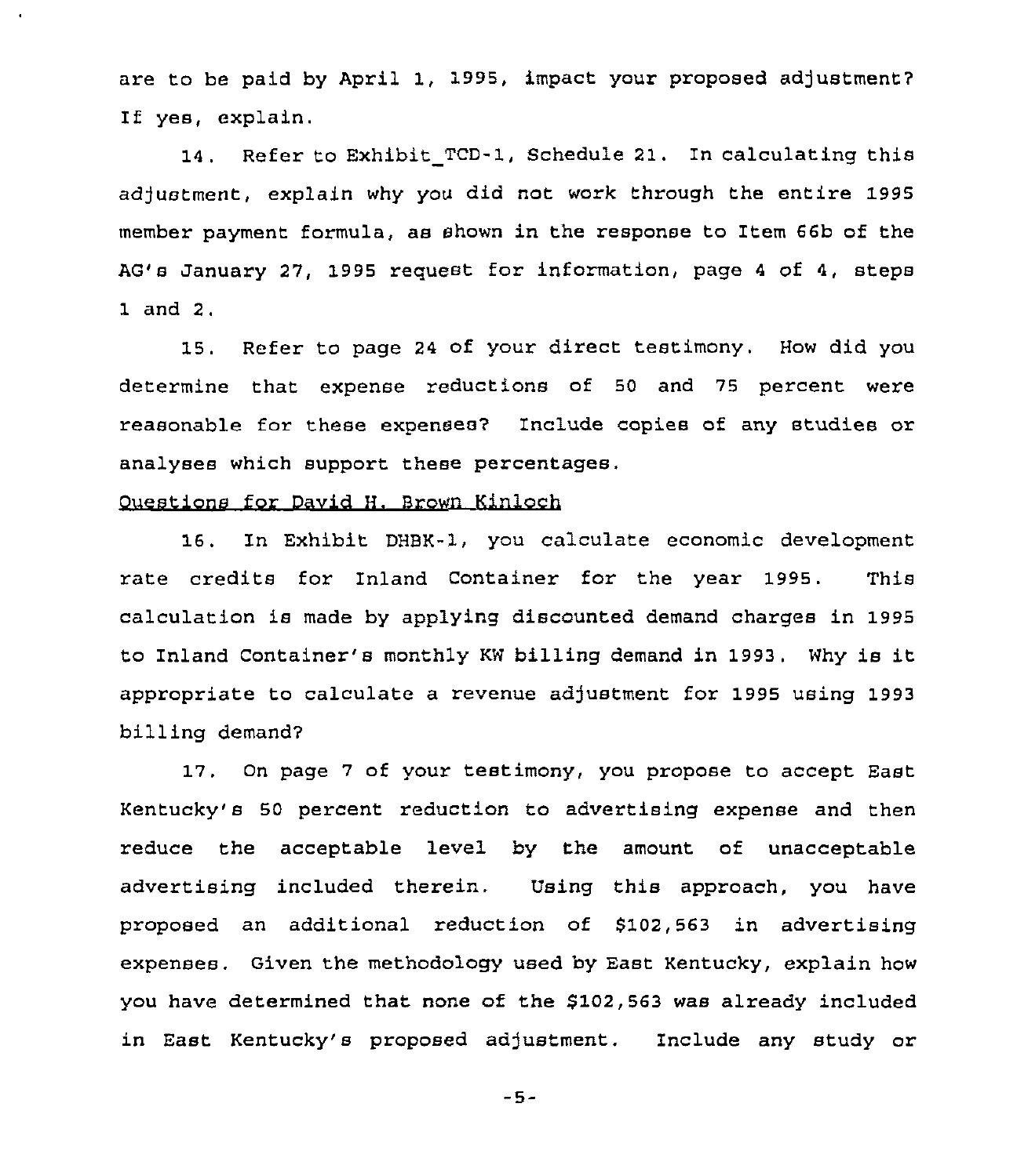are to be paid by April 1, 1995, impact your proposed adjustment? If yes, explain.

14. Refer to Exhibit_TCD-1, Schedule 21. In calculating this adjustment, explain why you did not work through the entire 1995 member payment formula, as shown in the response to Item 66b of the AG's January 27, 1995 request for information, page 4 of 4, steps 1 and 2.

15. Refer to page 24 of your direct testimony. How did you determine that expense reductions of 50 and 75 percent were reasonable for these expenses? Include copies of any studies or analyses which support these percentages.

Questions for David H. Brown Kinloch

16. In Exhibit DHBK-1, you calculate economic development rate credits for Inland Container for the year 1995. This calculation is made by applying discounted demand charges in 1995 to Inland Container's monthly KW billing demand in 1993. Why is it appropriate to calculate a revenue adjustment for 1995 using 1993 billing demand?

17. On page 7 of your testimony, you propose to accept East Kentucky's 50 percent reduction to advertising expense and then reduce the acceptable level by the amount of unacceptable advertising included therein. Using this approach, you have proposed an additional reduction of $102,563 in advertising expenses. Given the methodology used by East Kentucky, explain how you have determined that none of the $102,563 was already included in East Kentucky's proposed adjustment. Include any study or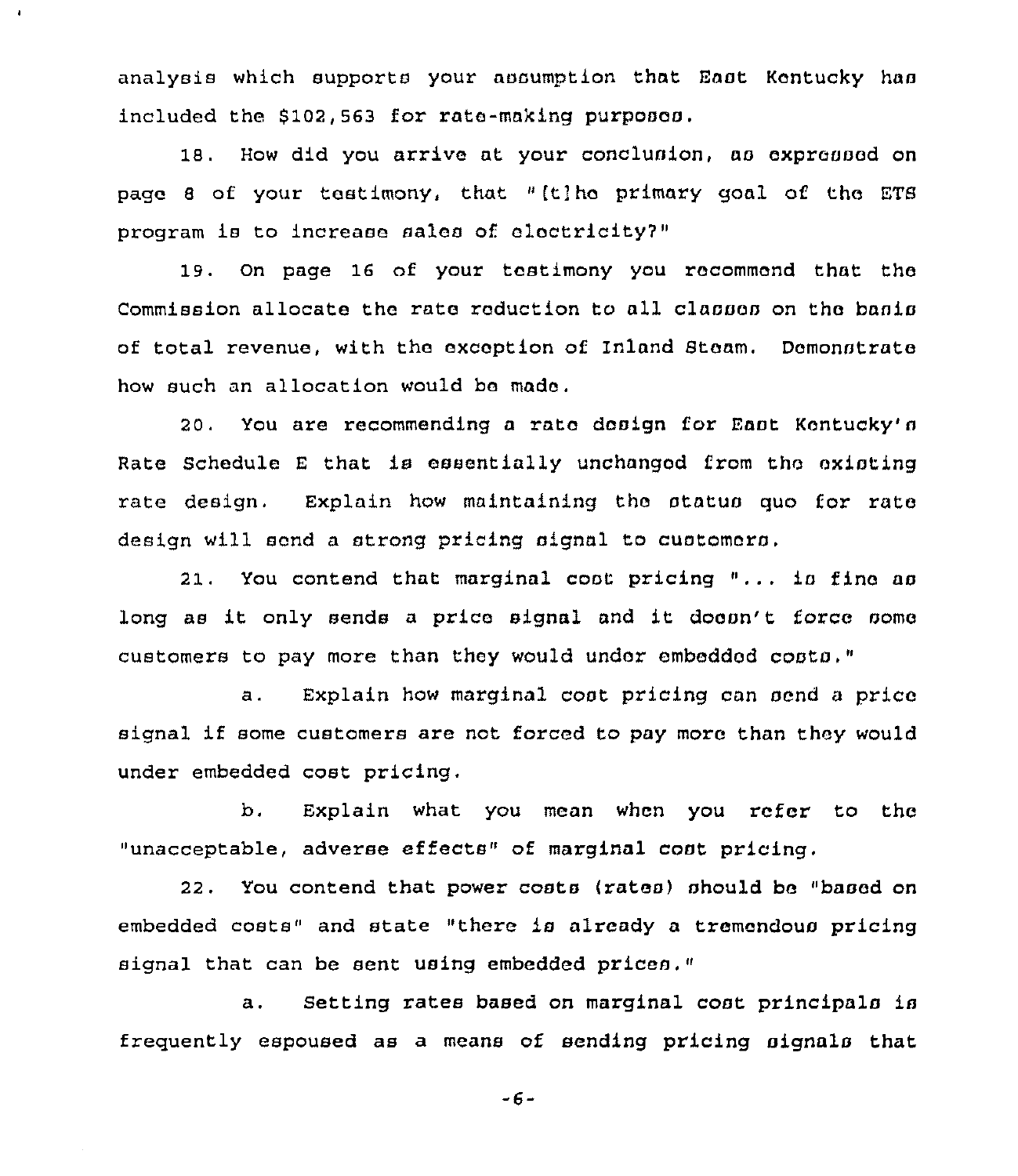analysis which supports your assumption that East Kentucky has included the $102,563 for rate-making purposes.

18. How did you arrive at your conclusion, as expressed on page 8 of your testimony, that "[t]he primary goal of the ETS program is to increase sales of electricity?"

19. On page 16 of your testimony you recommend that the Commission allocate the rate reduction to all classes on the basis of total revenue, with the exception of Inland Steam. Demonstrate how such an allocation would be made.

20. You are recommending a rate design for East Kentucky's Rate Schedule E that is essentially unchanged from the existing rate design. Explain how maintaining the status quo for rate design will send a strong pricing signal to customers.

21. You contend that marginal cost pricing "... is fine as long as it only sends a price signal and it doesn't force some customers to pay more than they would under embedded costs."

a. Explain how marginal cost pricing can send a price signal if some customers are not forced to pay more than they would under embedded cost pricing.

b. Explain what you mean when you refer to the "unacceptable, adverse effects" of marginal cost pricing.

22. You contend that power costs (rates) should be "based on embedded costs" and state "there is already a tremendous pricing signal that can be sent using embedded prices."

a. Setting rates based on marginal cost principals is frequently espoused as a means of sending pricing signals that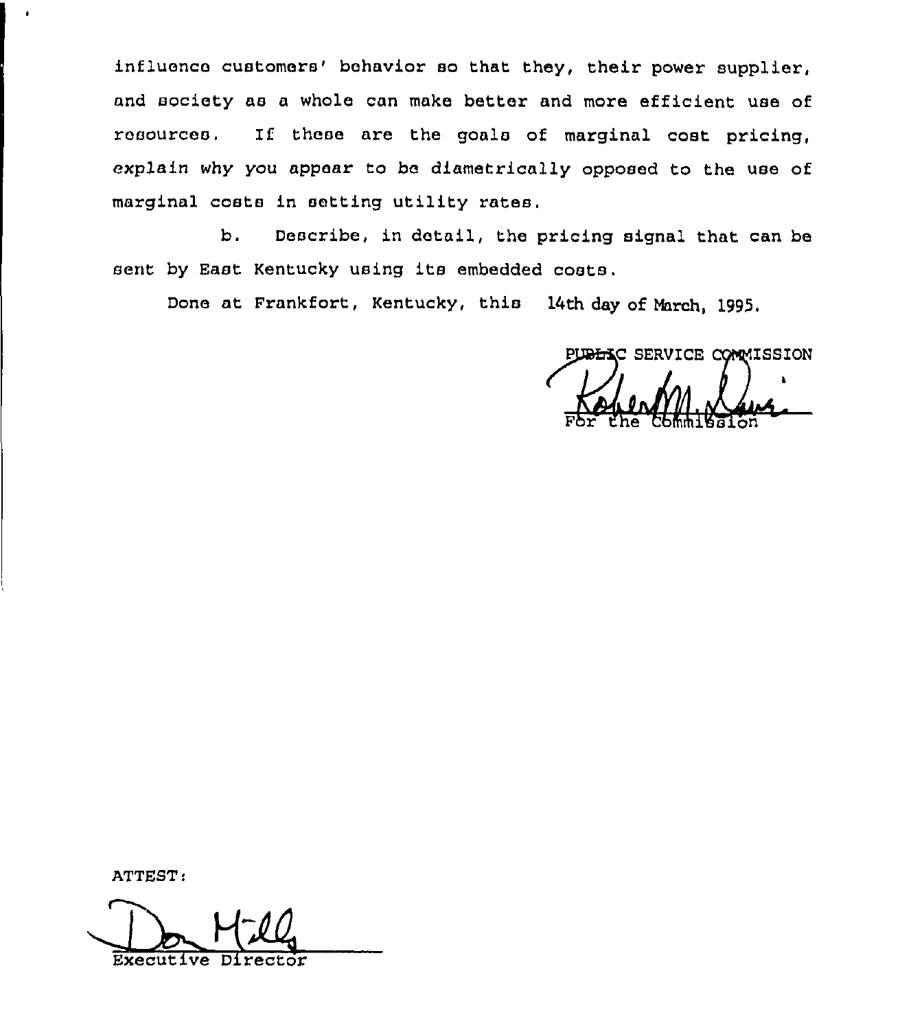influence customers' behavior so that they, their power supplier, and society as a whole can make better and more efficient use of resources. If these are the goals of marginal cost pricing, explain why you appear to be diametrically opposed to the use of marginal costs in setting utility rates.

b. Describe, in detail, the pricing signal that can be sent by East Kentucky using its embedded costs.

Done at Frankfort, Kentucky, this 14th day of March, 1995.

PUBLIC SERVICE COMMISSION

For the Commission

ATTEST:

Executive Director